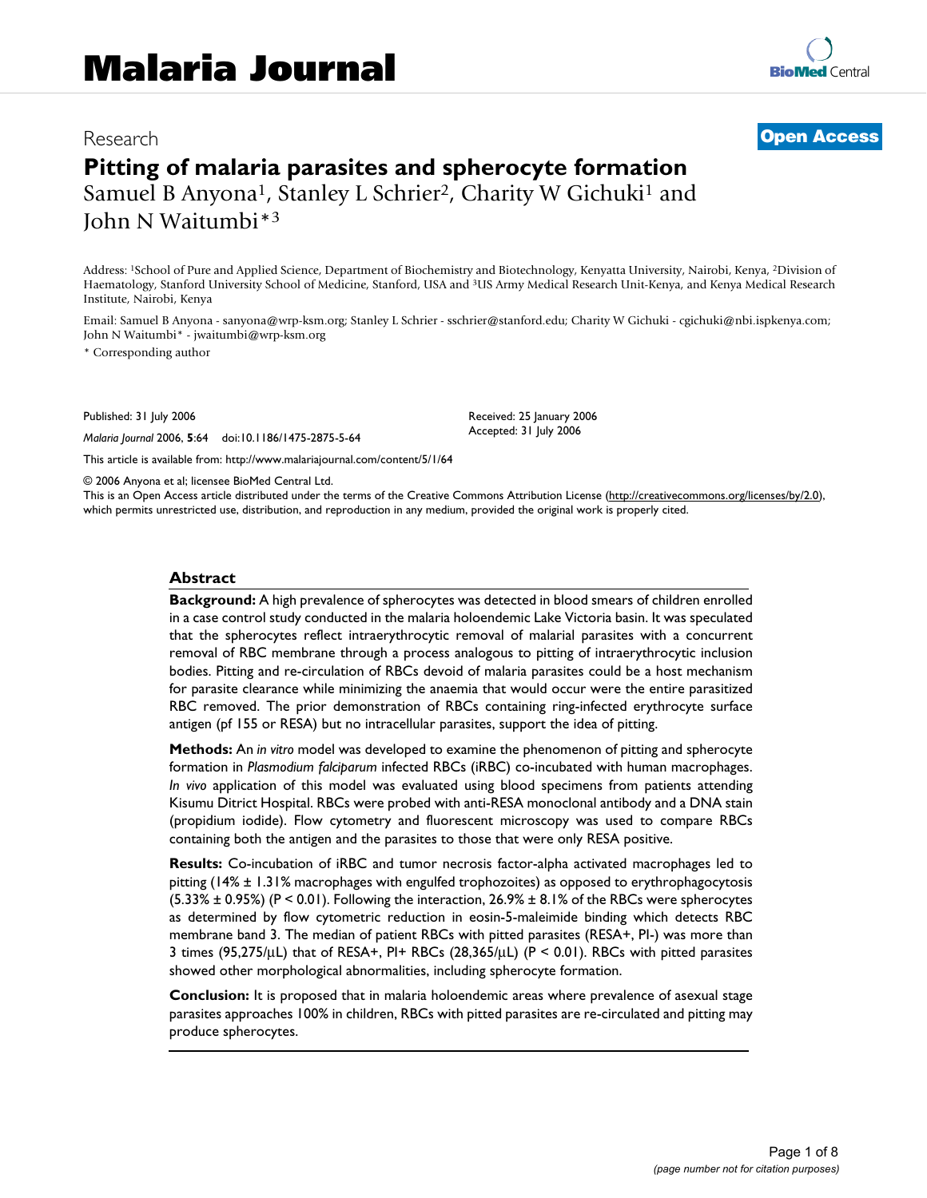# Malaria Journal

Research

**Open Access**

# Pitting of malaria parasites and spherocyte formation

Samuel B Anyona[1], Stanley L Schrier[2], Charity W Gichuki[1] and John N Waitumbi*[3]

Address: [1]School of Pure and Applied Science, Department of Biochemistry and Biotechnology, Kenyatta University, Nairobi, Kenya, [2]Division of Haematology, Stanford University School of Medicine, Stanford, USA and [3]US Army Medical Research Unit-Kenya, and Kenya Medical Research Institute, Nairobi, Kenya

Email: Samuel B Anyona - sanyona@wrp-ksm.org; Stanley L Schrier - sschrier@stanford.edu; Charity W Gichuki - cgichuki@nbi.ispkenya.com; John N Waitumbi* - jwaitumbi@wrp-ksm.org

\* Corresponding author

Published: 31 July 2006

*Malaria Journal* 2006, **5**:64 doi:10.1186/1475-2875-5-64

Received: 25 January 2006
Accepted: 31 July 2006

This article is available from: http://www.malariajournal.com/content/5/1/64

© 2006 Anyona et al; licensee BioMed Central Ltd.
This is an Open Access article distributed under the terms of the Creative Commons Attribution License (http://creativecommons.org/licenses/by/2.0), which permits unrestricted use, distribution, and reproduction in any medium, provided the original work is properly cited.

## Abstract

**Background:** A high prevalence of spherocytes was detected in blood smears of children enrolled in a case control study conducted in the malaria holoendemic Lake Victoria basin. It was speculated that the spherocytes reflect intraerythrocytic removal of malarial parasites with a concurrent removal of RBC membrane through a process analogous to pitting of intraerythrocytic inclusion bodies. Pitting and re-circulation of RBCs devoid of malaria parasites could be a host mechanism for parasite clearance while minimizing the anaemia that would occur were the entire parasitized RBC removed. The prior demonstration of RBCs containing ring-infected erythrocyte surface antigen (pf 155 or RESA) but no intracellular parasites, support the idea of pitting.

**Methods:** An *in vitro* model was developed to examine the phenomenon of pitting and spherocyte formation in *Plasmodium falciparum* infected RBCs (iRBC) co-incubated with human macrophages. *In vivo* application of this model was evaluated using blood specimens from patients attending Kisumu Ditrict Hospital. RBCs were probed with anti-RESA monoclonal antibody and a DNA stain (propidium iodide). Flow cytometry and fluorescent microscopy was used to compare RBCs containing both the antigen and the parasites to those that were only RESA positive.

**Results:** Co-incubation of iRBC and tumor necrosis factor-alpha activated macrophages led to pitting (14% ± 1.31% macrophages with engulfed trophozoites) as opposed to erythrophagocytosis (5.33% ± 0.95%) ($P < 0.01$). Following the interaction, 26.9% ± 8.1% of the RBCs were spherocytes as determined by flow cytometric reduction in eosin-5-maleimide binding which detects RBC membrane band 3. The median of patient RBCs with pitted parasites (RESA+, PI-) was more than 3 times (95,275/μL) that of RESA+, PI+ RBCs (28,365/μL) ($P < 0.01$). RBCs with pitted parasites showed other morphological abnormalities, including spherocyte formation.

**Conclusion:** It is proposed that in malaria holoendemic areas where prevalence of asexual stage parasites approaches 100% in children, RBCs with pitted parasites are re-circulated and pitting may produce spherocytes.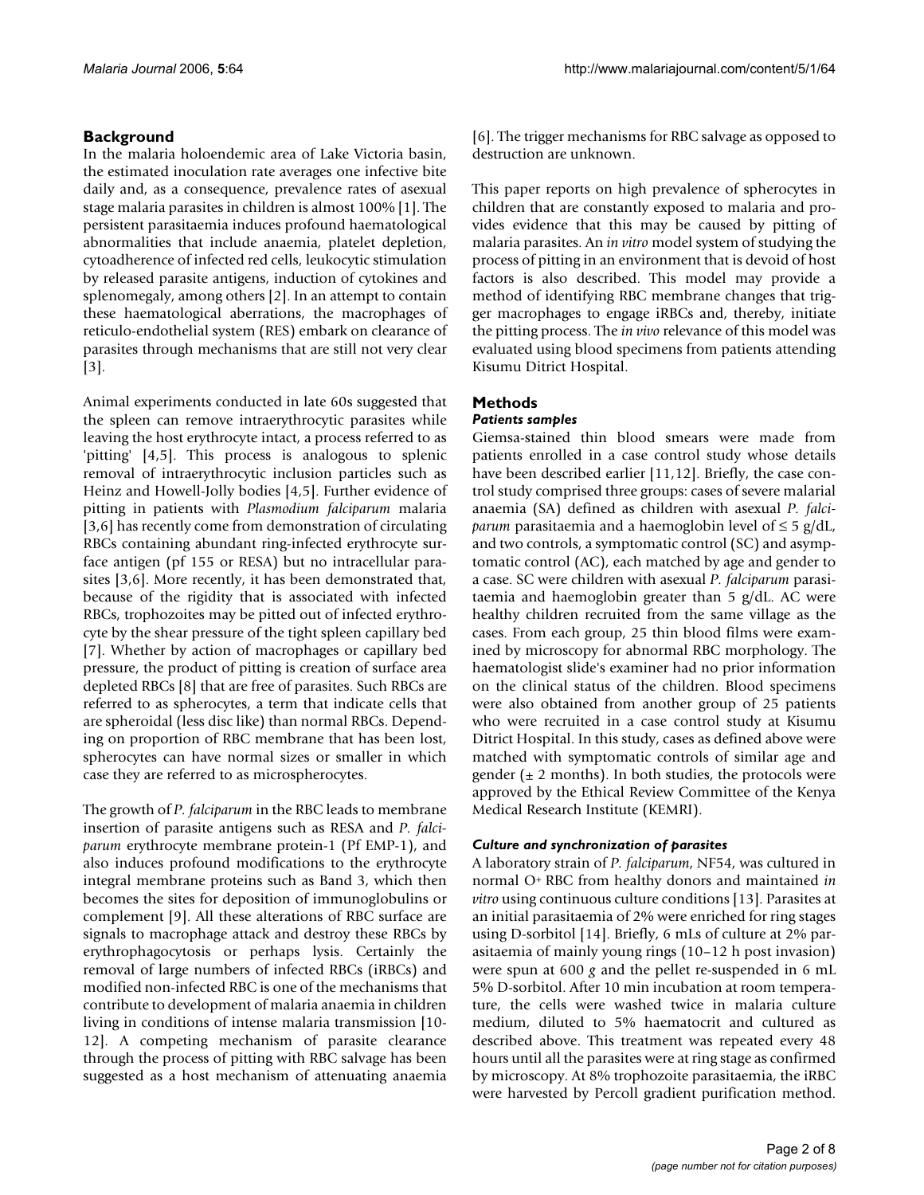## Background

In the malaria holoendemic area of Lake Victoria basin, the estimated inoculation rate averages one infective bite daily and, as a consequence, prevalence rates of asexual stage malaria parasites in children is almost 100% [1]. The persistent parasitaemia induces profound haematological abnormalities that include anaemia, platelet depletion, cytoadherence of infected red cells, leukocytic stimulation by released parasite antigens, induction of cytokines and splenomegaly, among others [2]. In an attempt to contain these haematological aberrations, the macrophages of reticulo-endothelial system (RES) embark on clearance of parasites through mechanisms that are still not very clear [3].

Animal experiments conducted in late 60s suggested that the spleen can remove intraerythrocytic parasites while leaving the host erythrocyte intact, a process referred to as 'pitting' [4,5]. This process is analogous to splenic removal of intraerythrocytic inclusion particles such as Heinz and Howell-Jolly bodies [4,5]. Further evidence of pitting in patients with *Plasmodium falciparum* malaria [3,6] has recently come from demonstration of circulating RBCs containing abundant ring-infected erythrocyte surface antigen (pf 155 or RESA) but no intracellular parasites [3,6]. More recently, it has been demonstrated that, because of the rigidity that is associated with infected RBCs, trophozoites may be pitted out of infected erythrocyte by the shear pressure of the tight spleen capillary bed [7]. Whether by action of macrophages or capillary bed pressure, the product of pitting is creation of surface area depleted RBCs [8] that are free of parasites. Such RBCs are referred to as spherocytes, a term that indicate cells that are spheroidal (less disc like) than normal RBCs. Depending on proportion of RBC membrane that has been lost, spherocytes can have normal sizes or smaller in which case they are referred to as microspherocytes.

The growth of *P. falciparum* in the RBC leads to membrane insertion of parasite antigens such as RESA and *P. falciparum* erythrocyte membrane protein-1 (Pf EMP-1), and also induces profound modifications to the erythrocyte integral membrane proteins such as Band 3, which then becomes the sites for deposition of immunoglobulins or complement [9]. All these alterations of RBC surface are signals to macrophage attack and destroy these RBCs by erythrophagocytosis or perhaps lysis. Certainly the removal of large numbers of infected RBCs (iRBCs) and modified non-infected RBC is one of the mechanisms that contribute to development of malaria anaemia in children living in conditions of intense malaria transmission [10-12]. A competing mechanism of parasite clearance through the process of pitting with RBC salvage has been suggested as a host mechanism of attenuating anaemia [6]. The trigger mechanisms for RBC salvage as opposed to destruction are unknown.

This paper reports on high prevalence of spherocytes in children that are constantly exposed to malaria and provides evidence that this may be caused by pitting of malaria parasites. An *in vitro* model system of studying the process of pitting in an environment that is devoid of host factors is also described. This model may provide a method of identifying RBC membrane changes that trigger macrophages to engage iRBCs and, thereby, initiate the pitting process. The *in vivo* relevance of this model was evaluated using blood specimens from patients attending Kisumu Ditrict Hospital.

## Methods

### *Patients samples*

Giemsa-stained thin blood smears were made from patients enrolled in a case control study whose details have been described earlier [11,12]. Briefly, the case control study comprised three groups: cases of severe malarial anaemia (SA) defined as children with asexual *P. falciparum* parasitaemia and a haemoglobin level of ≤ 5 g/dL, and two controls, a symptomatic control (SC) and asymptomatic control (AC), each matched by age and gender to a case. SC were children with asexual *P. falciparum* parasitaemia and haemoglobin greater than 5 g/dL. AC were healthy children recruited from the same village as the cases. From each group, 25 thin blood films were examined by microscopy for abnormal RBC morphology. The haematologist slide's examiner had no prior information on the clinical status of the children. Blood specimens were also obtained from another group of 25 patients who were recruited in a case control study at Kisumu District Hospital. In this study, cases as defined above were matched with symptomatic controls of similar age and gender (± 2 months). In both studies, the protocols were approved by the Ethical Review Committee of the Kenya Medical Research Institute (KEMRI).

### *Culture and synchronization of parasites*

A laboratory strain of *P. falciparum*, NF54, was cultured in normal O+ RBC from healthy donors and maintained *in vitro* using continuous culture conditions [13]. Parasites at an initial parasitaemia of 2% were enriched for ring stages using D-sorbitol [14]. Briefly, 6 mLs of culture at 2% parasitaemia of mainly young rings (10–12 h post invasion) were spun at 600 *g* and the pellet re-suspended in 6 mL 5% D-sorbitol. After 10 min incubation at room temperature, the cells were washed twice in malaria culture medium, diluted to 5% haematocrit and cultured as described above. This treatment was repeated every 48 hours until all the parasites were at ring stage as confirmed by microscopy. At 8% trophozoite parasitaemia, the iRBC were harvested by Percoll gradient purification method.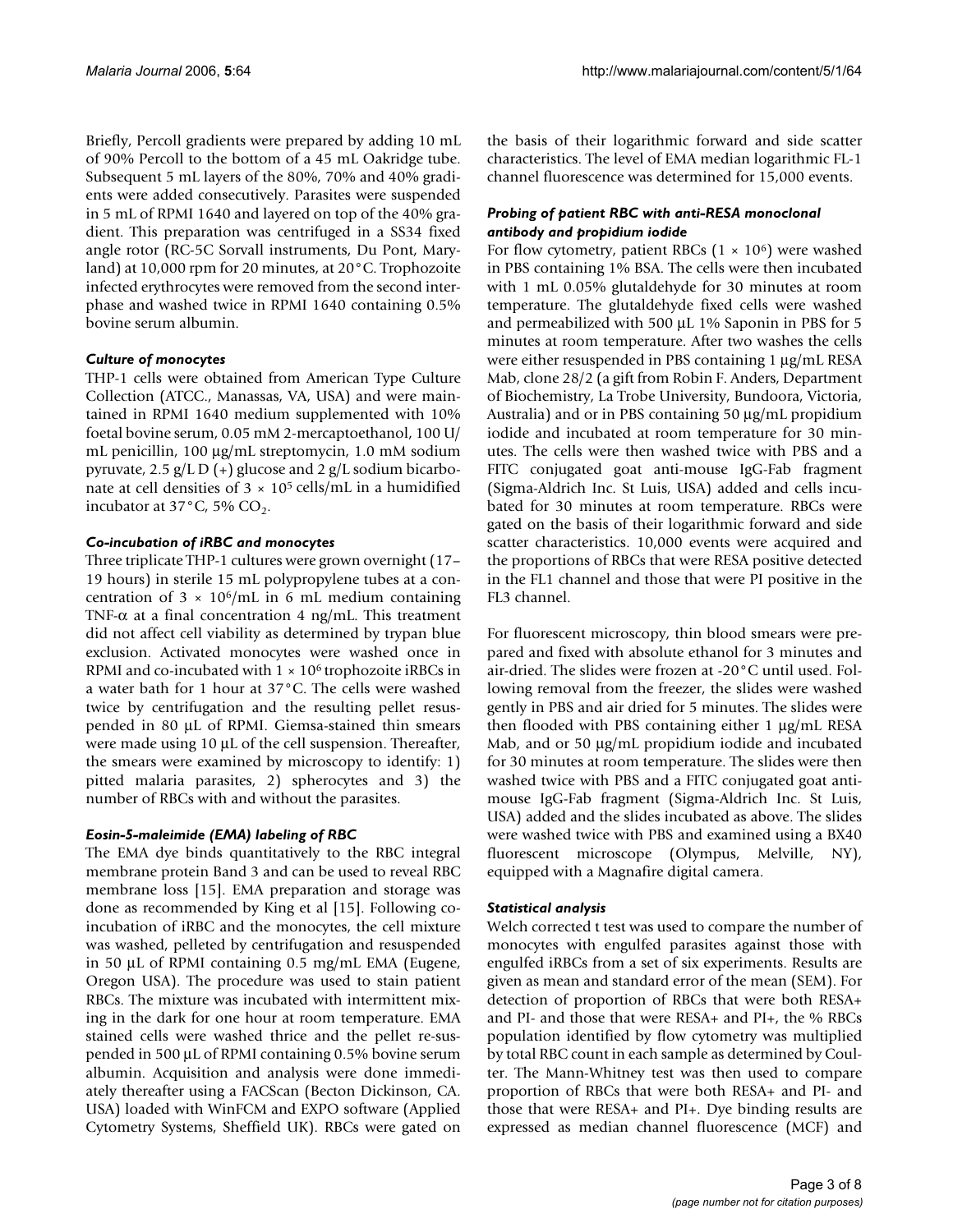Briefly, Percoll gradients were prepared by adding 10 mL of 90% Percoll to the bottom of a 45 mL Oakridge tube. Subsequent 5 mL layers of the 80%, 70% and 40% gradients were added consecutively. Parasites were suspended in 5 mL of RPMI 1640 and layered on top of the 40% gradient. This preparation was centrifuged in a SS34 fixed angle rotor (RC-5C Sorvall instruments, Du Pont, Maryland) at 10,000 rpm for 20 minutes, at 20°C. Trophozoite infected erythrocytes were removed from the second interphase and washed twice in RPMI 1640 containing 0.5% bovine serum albumin.

### *Culture of monocytes*

THP-1 cells were obtained from American Type Culture Collection (ATCC., Manassas, VA, USA) and were maintained in RPMI 1640 medium supplemented with 10% foetal bovine serum, 0.05 mM 2-mercaptoethanol, 100 U/mL penicillin, 100 μg/mL streptomycin, 1.0 mM sodium pyruvate, 2.5 g/L D (+) glucose and 2 g/L sodium bicarbonate at cell densities of $3 \times 10^5$ cells/mL in a humidified incubator at 37°C, 5% $CO_2$.

### *Co-incubation of iRBC and monocytes*

Three triplicate THP-1 cultures were grown overnight (17–19 hours) in sterile 15 mL polypropylene tubes at a concentration of $3 \times 10^6$/mL in 6 mL medium containing TNF-$\alpha$ at a final concentration 4 ng/mL. This treatment did not affect cell viability as determined by trypan blue exclusion. Activated monocytes were washed once in RPMI and co-incubated with $1 \times 10^6$ trophozoite iRBCs in a water bath for 1 hour at 37°C. The cells were washed twice by centrifugation and the resulting pellet resuspended in 80 μL of RPMI. Giemsa-stained thin smears were made using 10 μL of the cell suspension. Thereafter, the smears were examined by microscopy to identify: 1) pitted malaria parasites, 2) spherocytes and 3) the number of RBCs with and without the parasites.

### *Eosin-5-maleimide (EMA) labeling of RBC*

The EMA dye binds quantitatively to the RBC integral membrane protein Band 3 and can be used to reveal RBC membrane loss [15]. EMA preparation and storage was done as recommended by King et al [15]. Following co-incubation of iRBC and the monocytes, the cell mixture was washed, pelleted by centrifugation and resuspended in 50 μL of RPMI containing 0.5 mg/mL EMA (Eugene, Oregon USA). The procedure was used to stain patient RBCs. The mixture was incubated with intermittent mixing in the dark for one hour at room temperature. EMA stained cells were washed thrice and the pellet re-suspended in 500 μL of RPMI containing 0.5% bovine serum albumin. Acquisition and analysis were done immediately thereafter using a FACScan (Becton Dickinson, CA. USA) loaded with WinFCM and EXPO software (Applied Cytometry Systems, Sheffield UK). RBCs were gated on the basis of their logarithmic forward and side scatter characteristics. The level of EMA median logarithmic FL-1 channel fluorescence was determined for 15,000 events.

### *Probing of patient RBC with anti-RESA monoclonal antibody and propidium iodide*

For flow cytometry, patient RBCs ($1 \times 10^6$) were washed in PBS containing 1% BSA. The cells were then incubated with 1 mL 0.05% glutaldehyde for 30 minutes at room temperature. The glutaldehyde fixed cells were washed and permeabilized with 500 μL 1% Saponin in PBS for 5 minutes at room temperature. After two washes the cells were either resuspended in PBS containing 1 μg/mL RESA Mab, clone 28/2 (a gift from Robin F. Anders, Department of Biochemistry, La Trobe University, Bundoora, Victoria, Australia) and or in PBS containing 50 μg/mL propidium iodide and incubated at room temperature for 30 minutes. The cells were then washed twice with PBS and a FITC conjugated goat anti-mouse IgG-Fab fragment (Sigma-Aldrich Inc. St Luis, USA) added and cells incubated for 30 minutes at room temperature. RBCs were gated on the basis of their logarithmic forward and side scatter characteristics. 10,000 events were acquired and the proportions of RBCs that were RESA positive detected in the FL1 channel and those that were PI positive in the FL3 channel.

For fluorescent microscopy, thin blood smears were prepared and fixed with absolute ethanol for 3 minutes and air-dried. The slides were frozen at -20°C until used. Following removal from the freezer, the slides were washed gently in PBS and air dried for 5 minutes. The slides were then flooded with PBS containing either 1 μg/mL RESA Mab, and or 50 μg/mL propidium iodide and incubated for 30 minutes at room temperature. The slides were then washed twice with PBS and a FITC conjugated goat anti-mouse IgG-Fab fragment (Sigma-Aldrich Inc. St Luis, USA) added and the slides incubated as above. The slides were washed twice with PBS and examined using a BX40 fluorescent microscope (Olympus, Melville, NY), equipped with a Magnafire digital camera.

### *Statistical analysis*

Welch corrected t test was used to compare the number of monocytes with engulfed parasites against those with engulfed iRBCs from a set of six experiments. Results are given as mean and standard error of the mean (SEM). For detection of proportion of RBCs that were both RESA+ and PI- and those that were RESA+ and PI+, the % RBCs population identified by flow cytometry was multiplied by total RBC count in each sample as determined by Coulter. The Mann-Whitney test was then used to compare proportion of RBCs that were both RESA+ and PI- and those that were RESA+ and PI+. Dye binding results are expressed as median channel fluorescence (MCF) and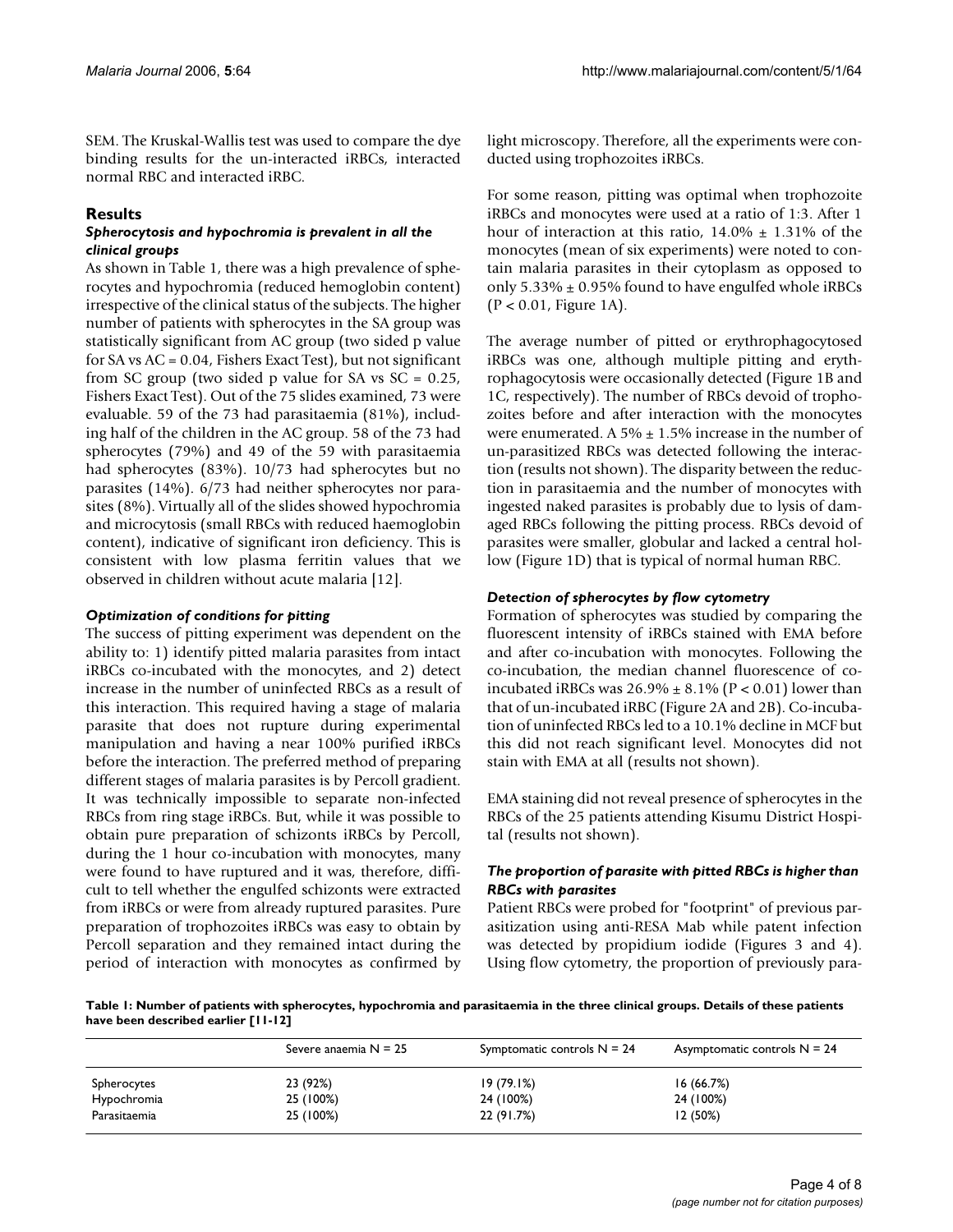SEM. The Kruskal-Wallis test was used to compare the dye binding results for the un-interacted iRBCs, interacted normal RBC and interacted iRBC.

## Results

### *Spherocytosis and hypochromia is prevalent in all the clinical groups*

As shown in Table 1, there was a high prevalence of spherocytes and hypochromia (reduced hemoglobin content) irrespective of the clinical status of the subjects. The higher number of patients with spherocytes in the SA group was statistically significant from AC group (two sided p value for SA vs AC = 0.04, Fishers Exact Test), but not significant from SC group (two sided p value for SA vs SC = 0.25, Fishers Exact Test). Out of the 75 slides examined, 73 were evaluable. 59 of the 73 had parasitaemia (81%), including half of the children in the AC group. 58 of the 73 had spherocytes (79%) and 49 of the 59 with parasitaemia had spherocytes (83%). 10/73 had spherocytes but no parasites (14%). 6/73 had neither spherocytes nor parasites (8%). Virtually all of the slides showed hypochromia and microcytosis (small RBCs with reduced haemoglobin content), indicative of significant iron deficiency. This is consistent with low plasma ferritin values that we observed in children without acute malaria [12].

### *Optimization of conditions for pitting*

The success of pitting experiment was dependent on the ability to: 1) identify pitted malaria parasites from intact iRBCs co-incubated with the monocytes, and 2) detect increase in the number of uninfected RBCs as a result of this interaction. This required having a stage of malaria parasite that does not rupture during experimental manipulation and having a near 100% purified iRBCs before the interaction. The preferred method of preparing different stages of malaria parasites is by Percoll gradient. It was technically impossible to separate non-infected RBCs from ring stage iRBCs. But, while it was possible to obtain pure preparation of schizonts iRBCs by Percoll, during the 1 hour co-incubation with monocytes, many were found to have ruptured and it was, therefore, difficult to tell whether the engulfed schizonts were extracted from iRBCs or were from already ruptured parasites. Pure preparation of trophozoites iRBCs was easy to obtain by Percoll separation and they remained intact during the period of interaction with monocytes as confirmed by light microscopy. Therefore, all the experiments were conducted using trophozoites iRBCs.

For some reason, pitting was optimal when trophozoite iRBCs and monocytes were used at a ratio of 1:3. After 1 hour of interaction at this ratio, 14.0% ± 1.31% of the monocytes (mean of six experiments) were noted to contain malaria parasites in their cytoplasm as opposed to only 5.33% ± 0.95% found to have engulfed whole iRBCs ($P < 0.01$, Figure 1A).

The average number of pitted or erythrophagocytosed iRBCs was one, although multiple pitting and erythrophagocytosis were occasionally detected (Figure 1B and 1C, respectively). The number of RBCs devoid of trophozoites before and after interaction with the monocytes were enumerated. A 5% ± 1.5% increase in the number of un-parasitized RBCs was detected following the interaction (results not shown). The disparity between the reduction in parasitaemia and the number of monocytes with ingested naked parasites is probably due to lysis of damaged RBCs following the pitting process. RBCs devoid of parasites were smaller, globular and lacked a central hollow (Figure 1D) that is typical of normal human RBC.

### *Detection of spherocytes by flow cytometry*

Formation of spherocytes was studied by comparing the fluorescent intensity of iRBCs stained with EMA before and after co-incubation with monocytes. Following the co-incubation, the median channel fluorescence of co-incubated iRBCs was 26.9% ± 8.1% ($P < 0.01$) lower than that of un-incubated iRBC (Figure 2A and 2B). Co-incubation of uninfected RBCs led to a 10.1% decline in MCF but this did not reach significant level. Monocytes did not stain with EMA at all (results not shown).

EMA staining did not reveal presence of spherocytes in the RBCs of the 25 patients attending Kisumu District Hospital (results not shown).

### *The proportion of parasite with pitted RBCs is higher than RBCs with parasites*

Patient RBCs were probed for "footprint" of previous parasitization using anti-RESA Mab while patent infection was detected by propidium iodide (Figures 3 and 4). Using flow cytometry, the proportion of previously para-

**Table 1: Number of patients with spherocytes, hypochromia and parasitaemia in the three clinical groups. Details of these patients have been described earlier [11-12]**

| | Severe anaemia N = 25 | Symptomatic controls N = 24 | Asymptomatic controls N = 24 |
|---|---|---|---|
| Spherocytes | 23 (92%) | 19 (79.1%) | 16 (66.7%) |
| Hypochromia | 25 (100%) | 24 (100%) | 24 (100%) |
| Parasitaemia | 25 (100%) | 22 (91.7%) | 12 (50%) |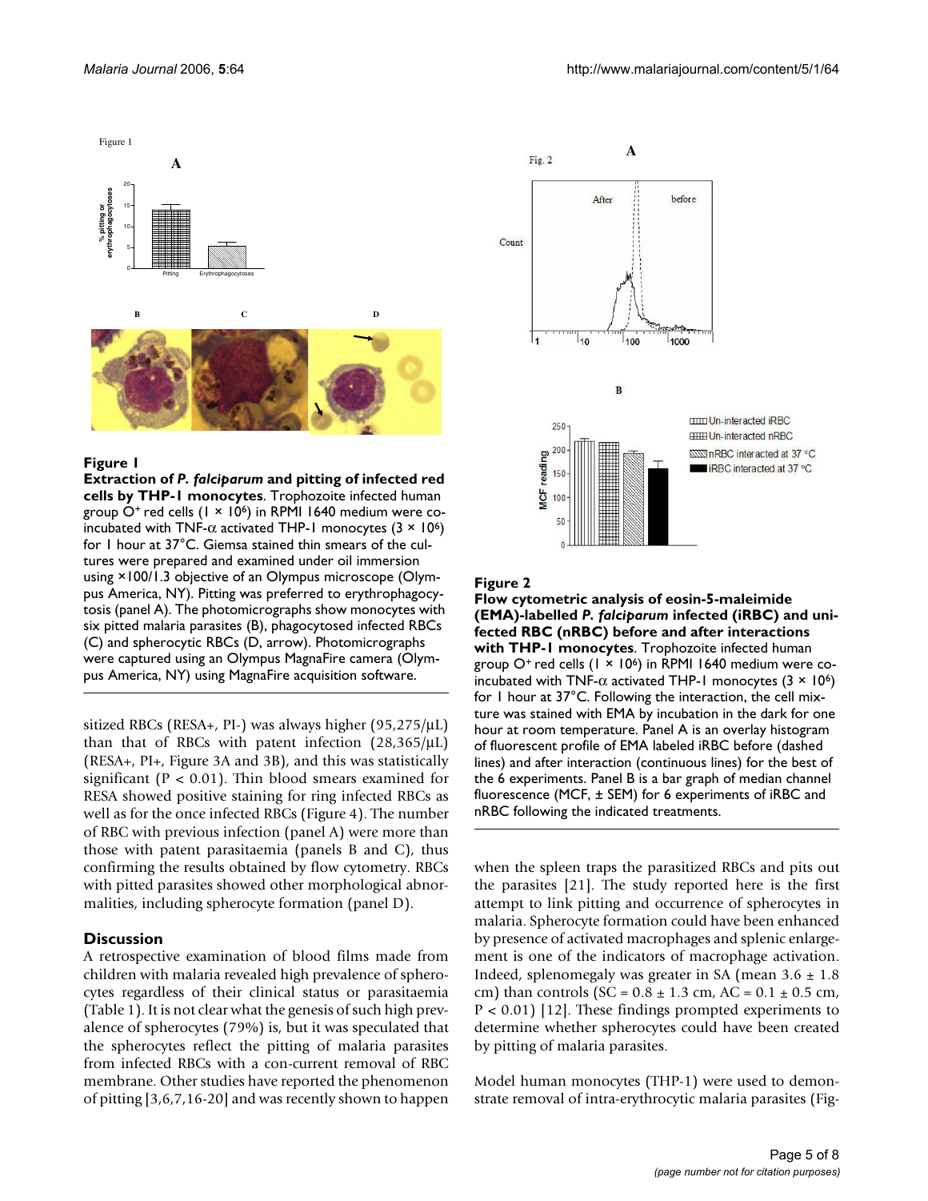**Figure 1**

**Extraction of *P. falciparum* and pitting of infected red cells by THP-1 monocytes**. Trophozoite infected human group O+ red cells (1 × 10[6]) in RPMI 1640 medium were co-incubated with TNF-α activated THP-1 monocytes (3 × 10[6]) for 1 hour at 37°C. Giemsa stained thin smears of the cultures were prepared and examined under oil immersion using ×100/1.3 objective of an Olympus microscope (Olympus America, NY). Pitting was preferred to erythrophagocytosis (panel A). The photomicrographs show monocytes with six pitted malaria parasites (B), phagocytosed infected RBCs (C) and spherocytic RBCs (D, arrow). Photomicrographs were captured using an Olympus MagnaFire camera (Olympus America, NY) using MagnaFire acquisition software.

sitized RBCs (RESA+, PI-) was always higher (95,275/μL) than that of RBCs with patent infection (28,365/μL) (RESA+, PI+, Figure 3A and 3B), and this was statistically significant ($P < 0.01$). Thin blood smears examined for RESA showed positive staining for ring infected RBCs as well as for the once infected RBCs (Figure 4). The number of RBC with previous infection (panel A) were more than those with patent parasitaemia (panels B and C), thus confirming the results obtained by flow cytometry. RBCs with pitted parasites showed other morphological abnormalities, including spherocyte formation (panel D).

## Discussion

A retrospective examination of blood films made from children with malaria revealed high prevalence of spherocytes regardless of their clinical status or parasitaemia (Table 1). It is not clear what the genesis of such high prevalence of spherocytes (79%) is, but it was speculated that the spherocytes reflect the pitting of malaria parasites from infected RBCs with a con-current removal of RBC membrane. Other studies have reported the phenomenon of pitting [3,6,7,16-20] and was recently shown to happen

**Figure 2**

**Flow cytometric analysis of eosin-5-maleimide (EMA)-labelled *P. falciparum* infected (iRBC) and uninfected RBC (nRBC) before and after interactions with THP-1 monocytes**. Trophozoite infected human group O+ red cells (1 × 10[6]) in RPMI 1640 medium were co-incubated with TNF-α activated THP-1 monocytes (3 × 10[6]) for 1 hour at 37°C. Following the interaction, the cell mixture was stained with EMA by incubation in the dark for one hour at room temperature. Panel A is an overlay histogram of fluorescent profile of EMA labeled iRBC before (dashed lines) and after interaction (continuous lines) for the best of the 6 experiments. Panel B is a bar graph of median channel fluorescence (MCF, ± SEM) for 6 experiments of iRBC and nRBC following the indicated treatments.

when the spleen traps the parasitized RBCs and pits out the parasites [21]. The study reported here is the first attempt to link pitting and occurrence of spherocytes in malaria. Spherocyte formation could have been enhanced by presence of activated macrophages and splenic enlargement is one of the indicators of macrophage activation. Indeed, splenomegaly was greater in SA (mean 3.6 ± 1.8 cm) than controls (SC = 0.8 ± 1.3 cm, AC = 0.1 ± 0.5 cm, $P < 0.01$) [12]. These findings prompted experiments to determine whether spherocytes could have been created by pitting of malaria parasites.

Model human monocytes (THP-1) were used to demonstrate removal of intra-erythrocytic malaria parasites (Fig-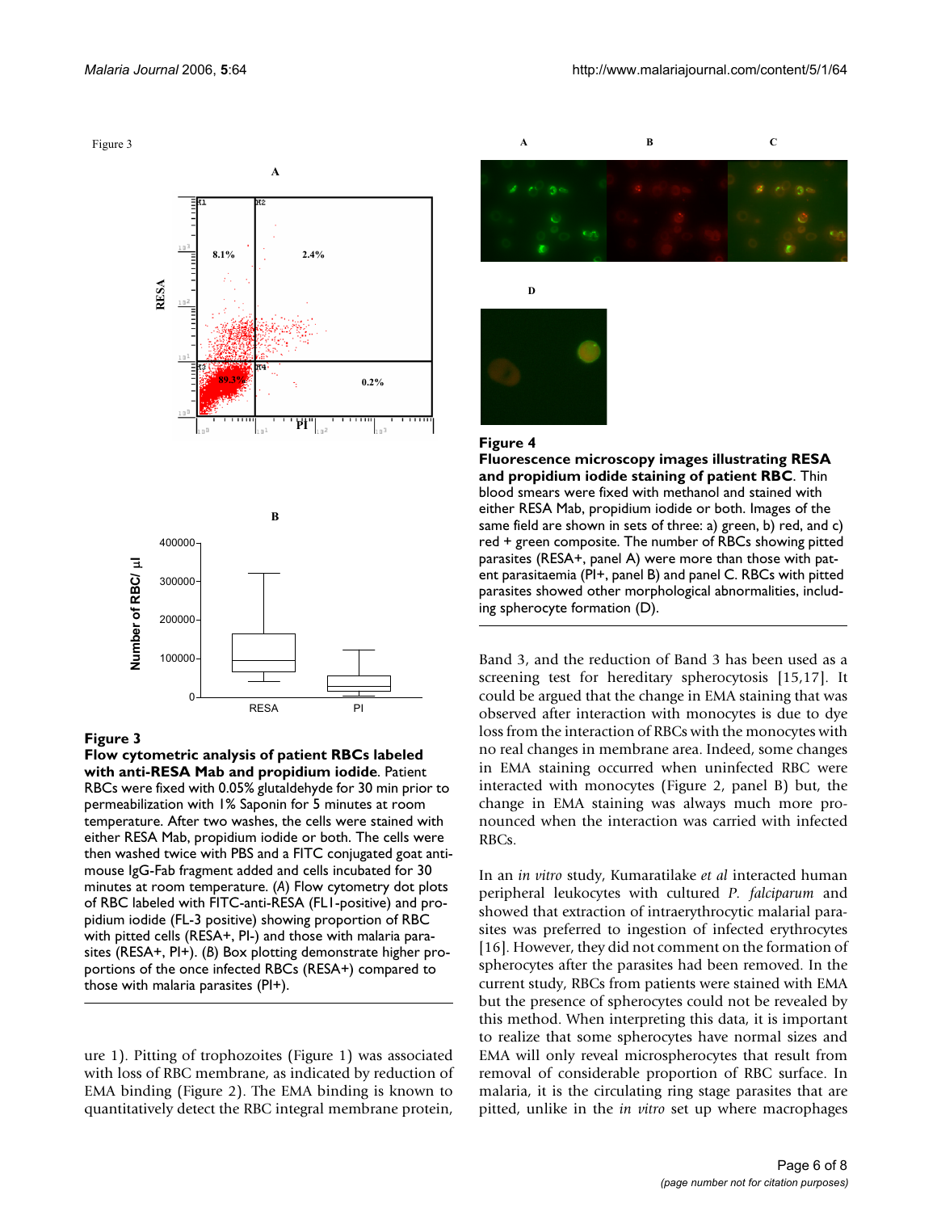**Figure 3**

**Flow cytometric analysis of patient RBCs labeled with anti-RESA Mab and propidium iodide**. Patient RBCs were fixed with 0.05% glutaldehyde for 30 min prior to permeabilization with 1% Saponin for 5 minutes at room temperature. After two washes, the cells were stained with either RESA Mab, propidium iodide or both. The cells were then washed twice with PBS and a FITC conjugated goat anti-mouse IgG-Fab fragment added and cells incubated for 30 minutes at room temperature. (*A*) Flow cytometry dot plots of RBC labeled with FITC-anti-RESA (FL1-positive) and propidium iodide (FL-3 positive) showing proportion of RBC with pitted cells (RESA+, PI-) and those with malaria parasites (RESA+, PI+). (*B*) Box plotting demonstrate higher proportions of the once infected RBCs (RESA+) compared to those with malaria parasites (PI+).

**Figure 4**

**Fluorescence microscopy images illustrating RESA and propidium iodide staining of patient RBC**. Thin blood smears were fixed with methanol and stained with either RESA Mab, propidium iodide or both. Images of the same field are shown in sets of three: a) green, b) red, and c) red + green composite. The number of RBCs showing pitted parasites (RESA+, panel A) were more than those with patent parasitaemia (PI+, panel B) and panel C. RBCs with pitted parasites showed other morphological abnormalities, including spherocyte formation (D).

ure 1). Pitting of trophozoites (Figure 1) was associated with loss of RBC membrane, as indicated by reduction of EMA binding (Figure 2). The EMA binding is known to quantitatively detect the RBC integral membrane protein, Band 3, and the reduction of Band 3 has been used as a screening test for hereditary spherocytosis [15,17]. It could be argued that the change in EMA staining that was observed after interaction with monocytes is due to dye loss from the interaction of RBCs with the monocytes with no real changes in membrane area. Indeed, some changes in EMA staining occurred when uninfected RBC were interacted with monocytes (Figure 2, panel B) but, the change in EMA staining was always much more pronounced when the interaction was carried with infected RBCs.

In an *in vitro* study, Kumaratilake *et al* interacted human peripheral leukocytes with cultured *P. falciparum* and showed that extraction of intraerythrocytic malarial parasites was preferred to ingestion of infected erythrocytes [16]. However, they did not comment on the formation of spherocytes after the parasites had been removed. In the current study, RBCs from patients were stained with EMA but the presence of spherocytes could not be revealed by this method. When interpreting this data, it is important to realize that some spherocytes have normal sizes and EMA will only reveal microspherocytes that result from removal of considerable proportion of RBC surface. In malaria, it is the circulating ring stage parasites that are pitted, unlike in the *in vitro* set up where macrophages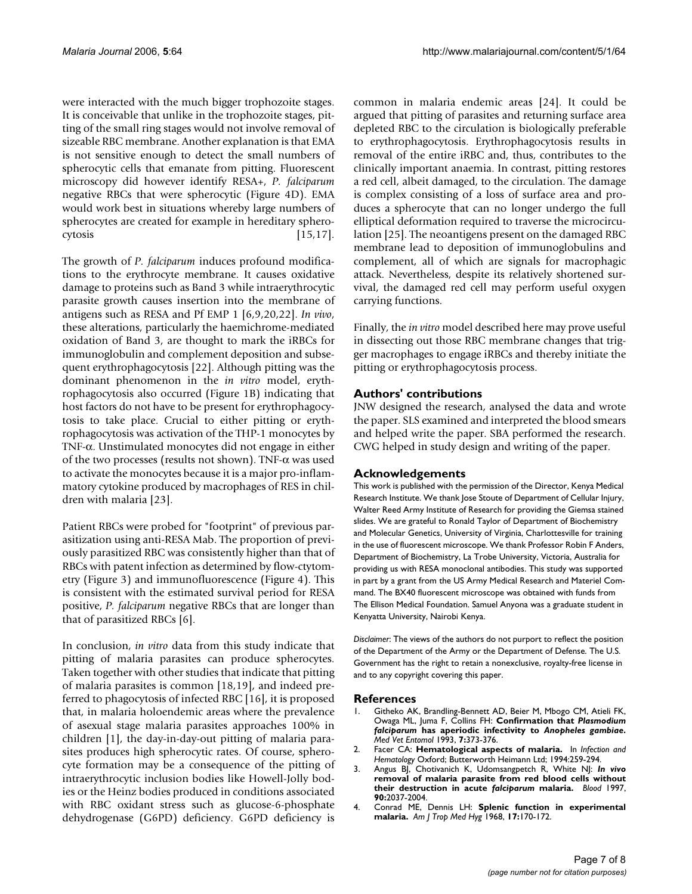were interacted with the much bigger trophozoite stages. It is conceivable that unlike in the trophozoite stages, pitting of the small ring stages would not involve removal of sizeable RBC membrane. Another explanation is that EMA is not sensitive enough to detect the small numbers of spherocytic cells that emanate from pitting. Fluorescent microscopy did however identify RESA+, *P. falciparum* negative RBCs that were spherocytic (Figure 4D). EMA would work best in situations whereby large numbers of spherocytes are created for example in hereditary spherocytosis [15,17].

The growth of *P. falciparum* induces profound modifications to the erythrocyte membrane. It causes oxidative damage to proteins such as Band 3 while intraerythrocytic parasite growth causes insertion into the membrane of antigens such as RESA and Pf EMP 1 [6,9,20,22]. *In vivo*, these alterations, particularly the haemichrome-mediated oxidation of Band 3, are thought to mark the iRBCs for immunoglobulin and complement deposition and subsequent erythrophagocytosis [22]. Although pitting was the dominant phenomenon in the *in vitro* model, erythrophagocytosis also occurred (Figure 1B) indicating that host factors do not have to be present for erythrophagocytosis to take place. Crucial to either pitting or erythrophagocytosis was activation of the THP-1 monocytes by TNF-$\alpha$. Unstimulated monocytes did not engage in either of the two processes (results not shown). TNF-$\alpha$ was used to activate the monocytes because it is a major pro-inflammatory cytokine produced by macrophages of RES in children with malaria [23].

Patient RBCs were probed for "footprint" of previous parasitization using anti-RESA Mab. The proportion of previously parasitized RBC was consistently higher than that of RBCs with patent infection as determined by flow-cytometry (Figure 3) and immunofluorescence (Figure 4). This is consistent with the estimated survival period for RESA positive, *P. falciparum* negative RBCs that are longer than that of parasitized RBCs [6].

In conclusion, *in vitro* data from this study indicate that pitting of malaria parasites can produce spherocytes. Taken together with other studies that indicate that pitting of malaria parasites is common [18,19], and indeed preferred to phagocytosis of infected RBC [16], it is proposed that, in malaria holoendemic areas where the prevalence of asexual stage malaria parasites approaches 100% in children [1], the day-in-day-out pitting of malaria parasites produces high spherocytic rates. Of course, spherocyte formation may be a consequence of the pitting of intraerythrocytic inclusion bodies like Howell-Jolly bodies or the Heinz bodies produced in conditions associated with RBC oxidant stress such as glucose-6-phosphate dehydrogenase (G6PD) deficiency. G6PD deficiency is common in malaria endemic areas [24]. It could be argued that pitting of parasites and returning surface area depleted RBC to the circulation is biologically preferable to erythrophagocytosis. Erythrophagocytosis results in removal of the entire iRBC and, thus, contributes to the clinically important anaemia. In contrast, pitting restores a red cell, albeit damaged, to the circulation. The damage is complex consisting of a loss of surface area and produces a spherocyte that can no longer undergo the full elliptical deformation required to traverse the microcirculation [25]. The neoantigens present on the damaged RBC membrane lead to deposition of immunoglobulins and complement, all of which are signals for macrophagic attack. Nevertheless, despite its relatively shortened survival, the damaged red cell may perform useful oxygen carrying functions.

Finally, the *in vitro* model described here may prove useful in dissecting out those RBC membrane changes that trigger macrophages to engage iRBCs and thereby initiate the pitting or erythrophagocytosis process.

## Authors' contributions

JNW designed the research, analysed the data and wrote the paper. SLS examined and interpreted the blood smears and helped write the paper. SBA performed the research. CWG helped in study design and writing of the paper.

## Acknowledgements

This work is published with the permission of the Director, Kenya Medical Research Institute. We thank Jose Stoute of Department of Cellular Injury, Walter Reed Army Institute of Research for providing the Giemsa stained slides. We are grateful to Ronald Taylor of Department of Biochemistry and Molecular Genetics, University of Virginia, Charlottesville for training in the use of fluorescent microscope. We thank Professor Robin F Anders, Department of Biochemistry, La Trobe University, Victoria, Australia for providing us with RESA monoclonal antibodies. This study was supported in part by a grant from the US Army Medical Research and Materiel Command. The BX40 fluorescent microscope was obtained with funds from The Ellison Medical Foundation. Samuel Anyona was a graduate student in Kenyatta University, Nairobi Kenya.

*Disclaimer*: The views of the authors do not purport to reflect the position of the Department of the Army or the Department of Defense. The U.S. Government has the right to retain a nonexclusive, royalty-free license in and to any copyright covering this paper.

## References

1. Githeko AK, Brandling-Bennett AD, Beier M, Mbogo CM, Atieli FK, Owaga ML, Juma F, Collins FH: **Confirmation that *Plasmodium falciparum* has aperiodic infectivity to *Anopheles gambiae*.** *Med Vet Entomol* 1993, **7:**373-376.
2. Facer CA: **Hematological aspects of malaria.** In *Infection and Hematology* Oxford; Butterworth Heimann Ltd; 1994:259-294.
3. Angus BJ, Chotivanich K, Udomsangpetch R, White NJ: ***In vivo* removal of malaria parasite from red blood cells without their destruction in acute *falciparum* malaria.** *Blood* 1997, **90:**2037-2004.
4. Conrad ME, Dennis LH: **Splenic function in experimental malaria.** *Am J Trop Med Hyg* 1968, **17:**170-172.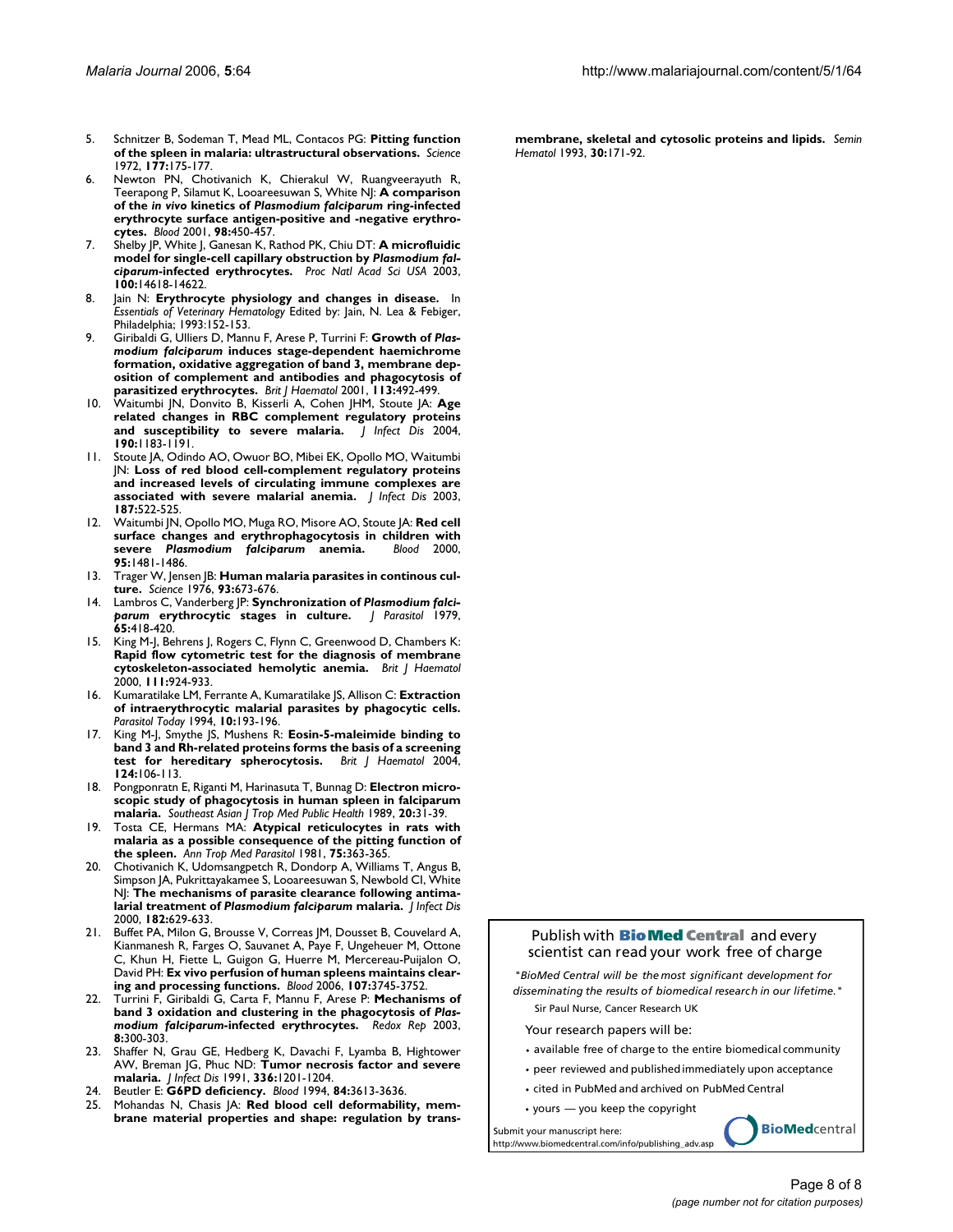5. Schnitzer B, Sodeman T, Mead ML, Contacos PG: **Pitting function of the spleen in malaria: ultrastructural observations.** *Science* 1972, **177:**175-177.
6. Newton PN, Chotivanich K, Chierakul W, Ruangveerayuth R, Teerapong P, Silamut K, Looareesuwan S, White NJ: **A comparison of the *in vivo* kinetics of *Plasmodium falciparum* ring-infected erythrocyte surface antigen-positive and -negative erythrocytes.** *Blood* 2001, **98:**450-457.
7. Shelby JP, White J, Ganesan K, Rathod PK, Chiu DT: **A microfluidic model for single-cell capillary obstruction by *Plasmodium falciparum*-infected erythrocytes.** *Proc Natl Acad Sci USA* 2003, **100:**14618-14622.
8. Jain N: **Erythrocyte physiology and changes in disease.** In *Essentials of Veterinary Hematology* Edited by: Jain, N. Lea & Febiger, Philadelphia; 1993:152-153.
9. Giribaldi G, Ulliers D, Mannu F, Arese P, Turrini F: **Growth of *Plasmodium falciparum* induces stage-dependent haemichrome formation, oxidative aggregation of band 3, membrane deposition of complement and antibodies and phagocytosis of parasitized erythrocytes.** *Brit J Haematol* 2001, **113:**492-499.
10. Waitumbi JN, Donvito B, Kisserli A, Cohen JHM, Stoute JA: **Age related changes in RBC complement regulatory proteins and susceptibility to severe malaria.** *J Infect Dis* 2004, **190:**1183-1191.
11. Stoute JA, Odindo AO, Owuor BO, Mibei EK, Opollo MO, Waitumbi JN: **Loss of red blood cell-complement regulatory proteins and increased levels of circulating immune complexes are associated with severe malarial anemia.** *J Infect Dis* 2003, **187:**522-525.
12. Waitumbi JN, Opollo MO, Muga RO, Misore AO, Stoute JA: **Red cell surface changes and erythrophagocytosis in children with severe *Plasmodium falciparum* anemia.** *Blood* 2000, **95:**1481-1486.
13. Trager W, Jensen JB: **Human malaria parasites in continous culture.** *Science* 1976, **93:**673-676.
14. Lambros C, Vanderberg JP: **Synchronization of *Plasmodium falciparum* erythrocytic stages in culture.** *J Parasitol* 1979, **65:**418-420.
15. King M-J, Behrens J, Rogers C, Flynn C, Greenwood D, Chambers K: **Rapid flow cytometric test for the diagnosis of membrane cytoskeleton-associated hemolytic anemia.** *Brit J Haematol* 2000, **111:**924-933.
16. Kumaratilake LM, Ferrante A, Kumaratilake JS, Allison C: **Extraction of intraerythrocytic malarial parasites by phagocytic cells.** *Parasitol Today* 1994, **10:**193-196.
17. King M-J, Smythe JS, Mushens R: **Eosin-5-maleimide binding to band 3 and Rh-related proteins forms the basis of a screening test for hereditary spherocytosis.** *Brit J Haematol* 2004, **124:**106-113.
18. Pongponratn E, Riganti M, Harinasuta T, Bunnag D: **Electron microscopic study of phagocytosis in human spleen in falciparum malaria.** *Southeast Asian J Trop Med Public Health* 1989, **20:**31-39.
19. Tosta CE, Hermans MA: **Atypical reticulocytes in rats with malaria as a possible consequence of the pitting function of the spleen.** *Ann Trop Med Parasitol* 1981, **75:**363-365.
20. Chotivanich K, Udomsangpetch R, Dondorp A, Williams T, Angus B, Simpson JA, Pukrittayakamee S, Looareesuwan S, Newbold CI, White NJ: **The mechanisms of parasite clearance following antimalarial treatment of *Plasmodium falciparum* malaria.** *J Infect Dis* 2000, **182:**629-633.
21. Buffet PA, Milon G, Brousse V, Correas JM, Dousset B, Couvelard A, Kianmanesh R, Farges O, Sauvanet A, Paye F, Ungeheuer M, Ottone C, Khun H, Fiette L, Guigon G, Huerre M, Mercereau-Puijalon O, David PH: **Ex vivo perfusion of human spleens maintains clearing and processing functions.** *Blood* 2006, **107:**3745-3752.
22. Turrini F, Giribaldi G, Carta F, Mannu F, Arese P: **Mechanisms of band 3 oxidation and clustering in the phagocytosis of *Plasmodium falciparum*-infected erythrocytes.** *Redox Rep* 2003, **8:**300-303.
23. Shaffer N, Grau GE, Hedberg K, Davachi F, Lyamba B, Hightower AW, Breman JG, Phuc ND: **Tumor necrosis factor and severe malaria.** *J Infect Dis* 1991, **336:**1201-1204.
24. Beutler E: **G6PD deficiency.** *Blood* 1994, **84:**3613-3636.
25. Mohandas N, Chasis JA: **Red blood cell deformability, membrane material properties and shape: regulation by transmembrane, skeletal and cytosolic proteins and lipids.** *Semin Hematol* 1993, **30:**171-92.

Publish with **BioMed Central** and every scientist can read your work free of charge

*"BioMed Central will be the most significant development for disseminating the results of biomedical research in our lifetime."*
Sir Paul Nurse, Cancer Research UK

Your research papers will be:

- available free of charge to the entire biomedical community
- peer reviewed and published immediately upon acceptance
- cited in PubMed and archived on PubMed Central
- yours — you keep the copyright

Submit your manuscript here:
http://www.biomedcentral.com/info/publishing_adv.asp

BioMedcentral